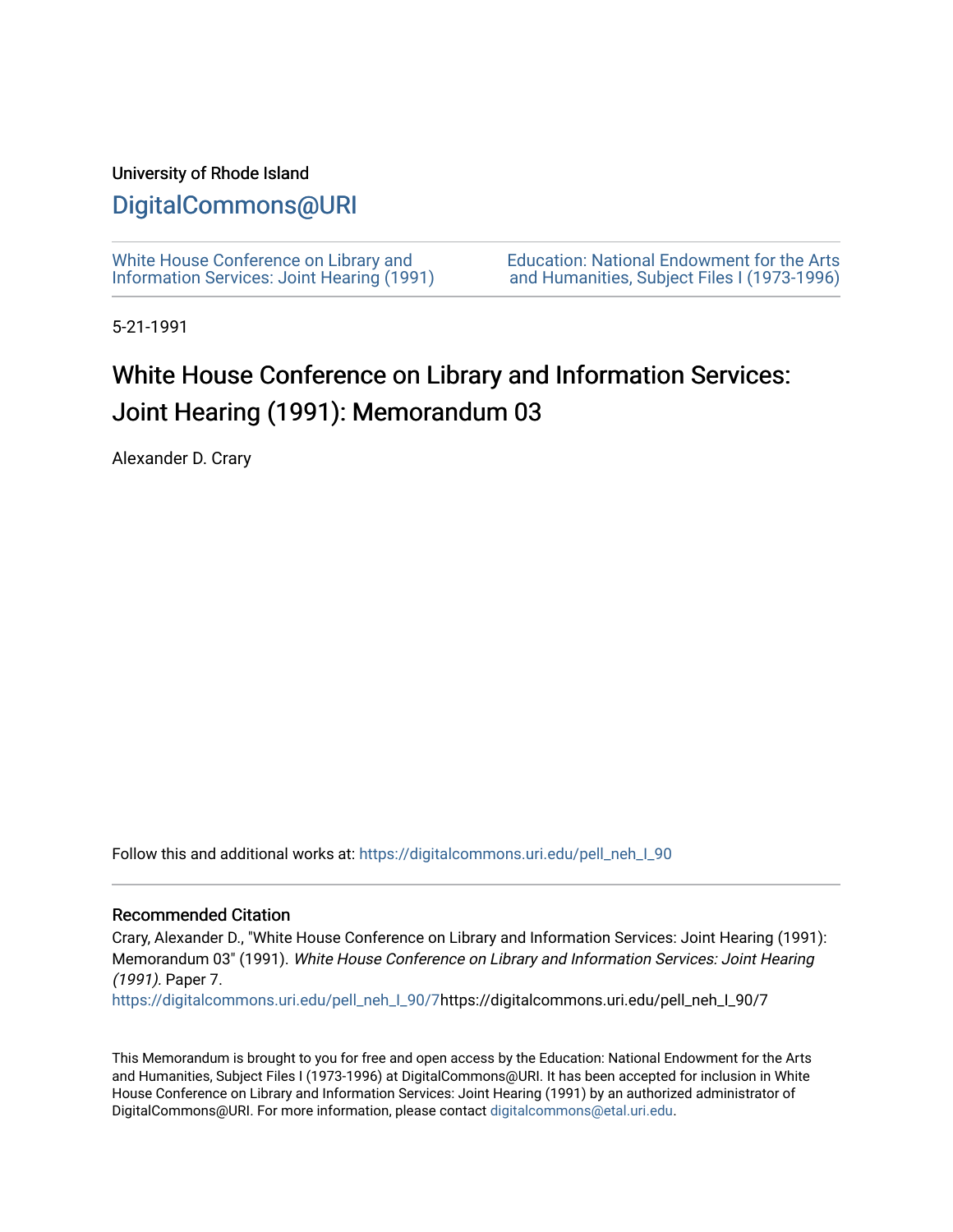University of Rhode Island

# DigitalCommons@URI

White House Conference on Library and Information Services: Joint Hearing (1991)

Education: National Endowment for the Arts and Humanities, Subject Files I (1973-1996)

5-21-1991

# White House Conference on Library and Information Services: Joint Hearing (1991): Memorandum 03

Alexander D. Crary

Follow this and additional works at: https://digitalcommons.uri.edu/pell_neh_I_90

## Recommended Citation

Crary, Alexander D., "White House Conference on Library and Information Services: Joint Hearing (1991): Memorandum 03" (1991). *White House Conference on Library and Information Services: Joint Hearing (1991).* Paper 7.
https://digitalcommons.uri.edu/pell_neh_I_90/7https://digitalcommons.uri.edu/pell_neh_I_90/7

This Memorandum is brought to you for free and open access by the Education: National Endowment for the Arts and Humanities, Subject Files I (1973-1996) at DigitalCommons@URI. It has been accepted for inclusion in White House Conference on Library and Information Services: Joint Hearing (1991) by an authorized administrator of DigitalCommons@URI. For more information, please contact digitalcommons@etal.uri.edu.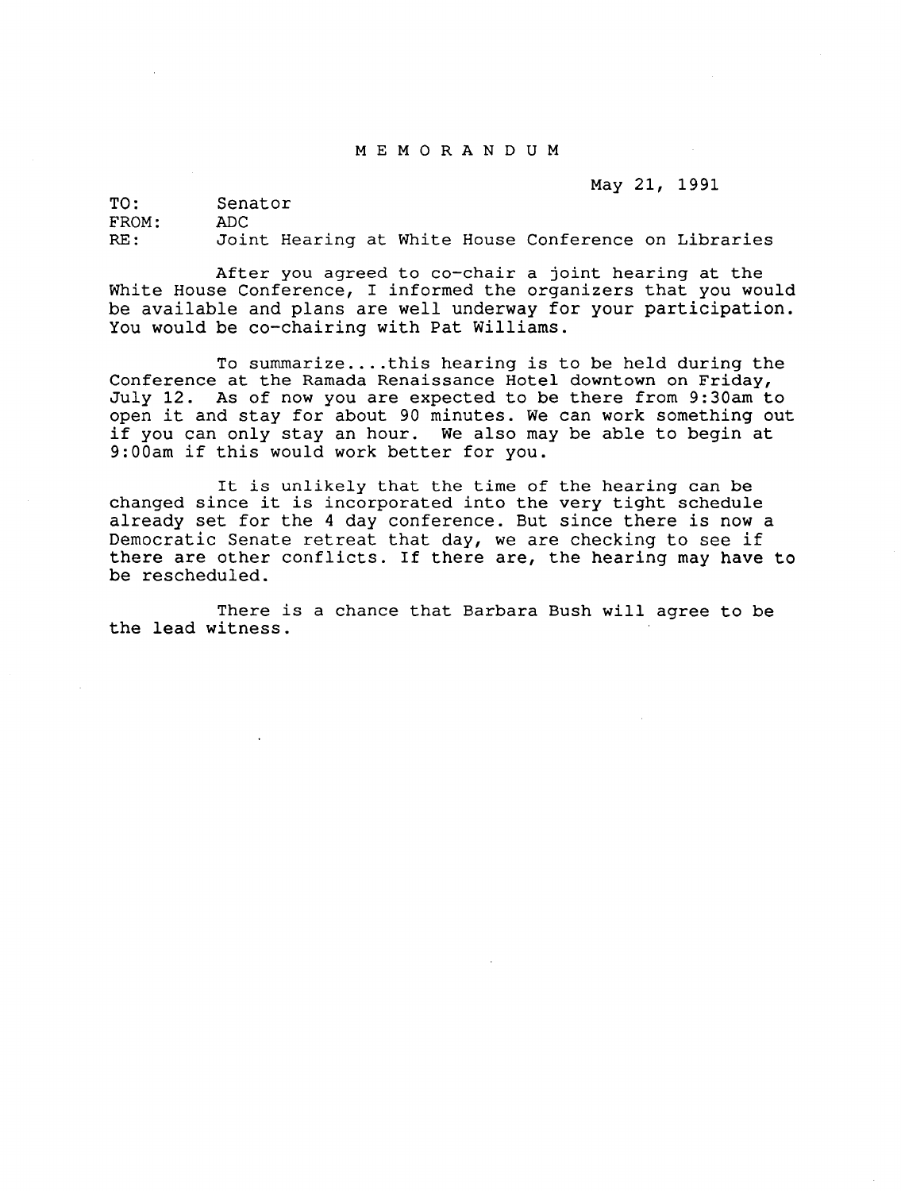# MEMORANDUM

May 21, 1991

TO: Senator
FROM: ADC
RE: Joint Hearing at White House Conference on Libraries

After you agreed to co-chair a joint hearing at the White House Conference, I informed the organizers that you would be available and plans are well underway for your participation. You would be co-chairing with Pat Williams.

To summarize....this hearing is to be held during the Conference at the Ramada Renaissance Hotel downtown on Friday, July 12. As of now you are expected to be there from 9:30am to open it and stay for about 90 minutes. We can work something out if you can only stay an hour. We also may be able to begin at 9:00am if this would work better for you.

It is unlikely that the time of the hearing can be changed since it is incorporated into the very tight schedule already set for the 4 day conference. But since there is now a Democratic Senate retreat that day, we are checking to see if there are other conflicts. If there are, the hearing may have to be rescheduled.

There is a chance that Barbara Bush will agree to be the lead witness.